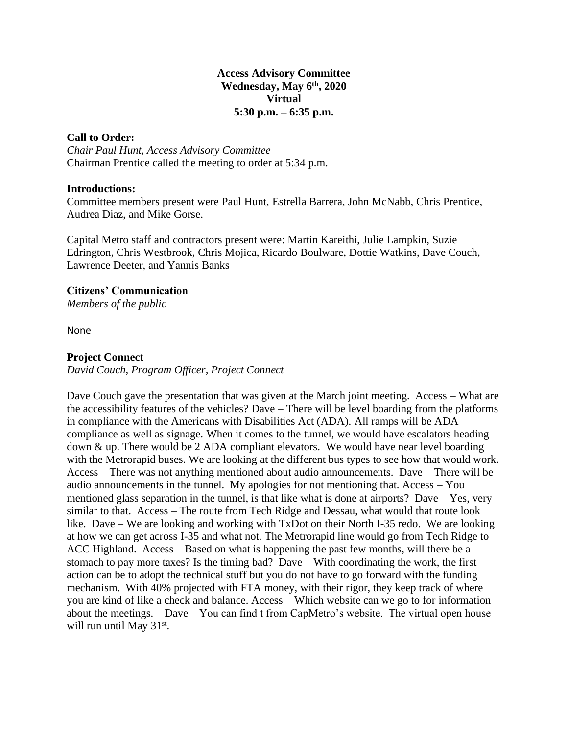**Access Advisory Committee**
**Wednesday, May 6th, 2020**
**Virtual**
**5:30 p.m. – 6:35 p.m.**

**Call to Order:**
*Chair Paul Hunt, Access Advisory Committee*
Chairman Prentice called the meeting to order at 5:34 p.m.

**Introductions:**
Committee members present were Paul Hunt, Estrella Barrera, John McNabb, Chris Prentice, Audrea Diaz, and Mike Gorse.

Capital Metro staff and contractors present were: Martin Kareithi, Julie Lampkin, Suzie Edrington, Chris Westbrook, Chris Mojica, Ricardo Boulware, Dottie Watkins, Dave Couch, Lawrence Deeter, and Yannis Banks

**Citizens' Communication**
*Members of the public*

None

**Project Connect**
*David Couch, Program Officer, Project Connect*

Dave Couch gave the presentation that was given at the March joint meeting. Access – What are the accessibility features of the vehicles? Dave – There will be level boarding from the platforms in compliance with the Americans with Disabilities Act (ADA). All ramps will be ADA compliance as well as signage. When it comes to the tunnel, we would have escalators heading down & up. There would be 2 ADA compliant elevators. We would have near level boarding with the Metrorapid buses. We are looking at the different bus types to see how that would work. Access – There was not anything mentioned about audio announcements. Dave – There will be audio announcements in the tunnel. My apologies for not mentioning that. Access – You mentioned glass separation in the tunnel, is that like what is done at airports? Dave – Yes, very similar to that. Access – The route from Tech Ridge and Dessau, what would that route look like. Dave – We are looking and working with TxDot on their North I-35 redo. We are looking at how we can get across I-35 and what not. The Metrorapid line would go from Tech Ridge to ACC Highland. Access – Based on what is happening the past few months, will there be a stomach to pay more taxes? Is the timing bad? Dave – With coordinating the work, the first action can be to adopt the technical stuff but you do not have to go forward with the funding mechanism. With 40% projected with FTA money, with their rigor, they keep track of where you are kind of like a check and balance. Access – Which website can we go to for information about the meetings. – Dave – You can find t from CapMetro's website. The virtual open house will run until May 31st.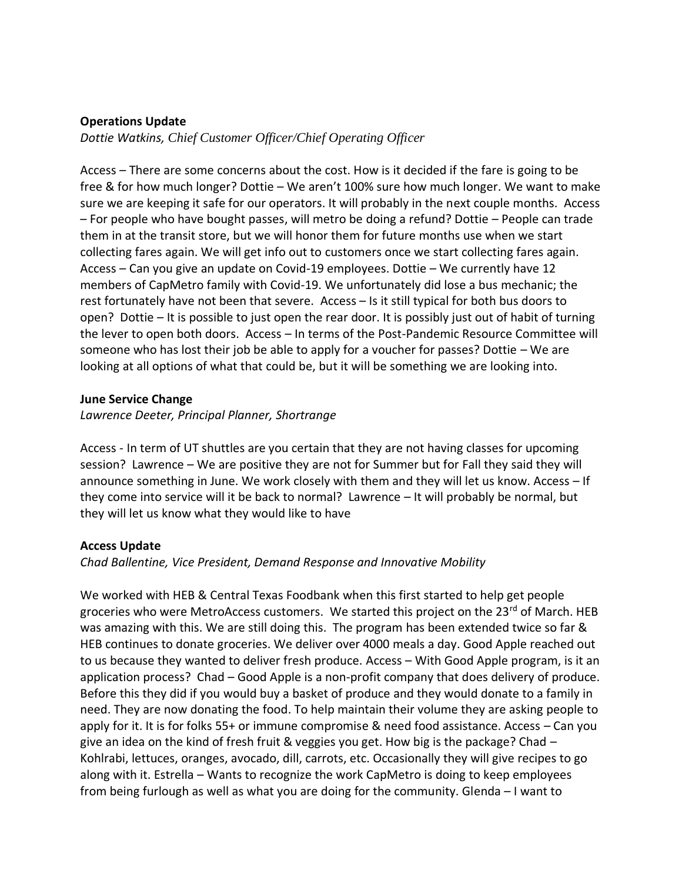**Operations Update**

*Dottie Watkins, Chief Customer Officer/Chief Operating Officer*

Access – There are some concerns about the cost. How is it decided if the fare is going to be free & for how much longer? Dottie – We aren't 100% sure how much longer. We want to make sure we are keeping it safe for our operators. It will probably in the next couple months. Access – For people who have bought passes, will metro be doing a refund? Dottie – People can trade them in at the transit store, but we will honor them for future months use when we start collecting fares again. We will get info out to customers once we start collecting fares again. Access – Can you give an update on Covid-19 employees. Dottie – We currently have 12 members of CapMetro family with Covid-19. We unfortunately did lose a bus mechanic; the rest fortunately have not been that severe. Access – Is it still typical for both bus doors to open? Dottie – It is possible to just open the rear door. It is possibly just out of habit of turning the lever to open both doors. Access – In terms of the Post-Pandemic Resource Committee will someone who has lost their job be able to apply for a voucher for passes? Dottie – We are looking at all options of what that could be, but it will be something we are looking into.

**June Service Change**

*Lawrence Deeter, Principal Planner, Shortrange*

Access - In term of UT shuttles are you certain that they are not having classes for upcoming session? Lawrence – We are positive they are not for Summer but for Fall they said they will announce something in June. We work closely with them and they will let us know. Access – If they come into service will it be back to normal? Lawrence – It will probably be normal, but they will let us know what they would like to have

**Access Update**

*Chad Ballentine, Vice President, Demand Response and Innovative Mobility*

We worked with HEB & Central Texas Foodbank when this first started to help get people groceries who were MetroAccess customers. We started this project on the 23rd of March. HEB was amazing with this. We are still doing this. The program has been extended twice so far & HEB continues to donate groceries. We deliver over 4000 meals a day. Good Apple reached out to us because they wanted to deliver fresh produce. Access – With Good Apple program, is it an application process? Chad – Good Apple is a non-profit company that does delivery of produce. Before this they did if you would buy a basket of produce and they would donate to a family in need. They are now donating the food. To help maintain their volume they are asking people to apply for it. It is for folks 55+ or immune compromise & need food assistance. Access – Can you give an idea on the kind of fresh fruit & veggies you get. How big is the package? Chad – Kohlrabi, lettuces, oranges, avocado, dill, carrots, etc. Occasionally they will give recipes to go along with it. Estrella – Wants to recognize the work CapMetro is doing to keep employees from being furlough as well as what you are doing for the community. Glenda – I want to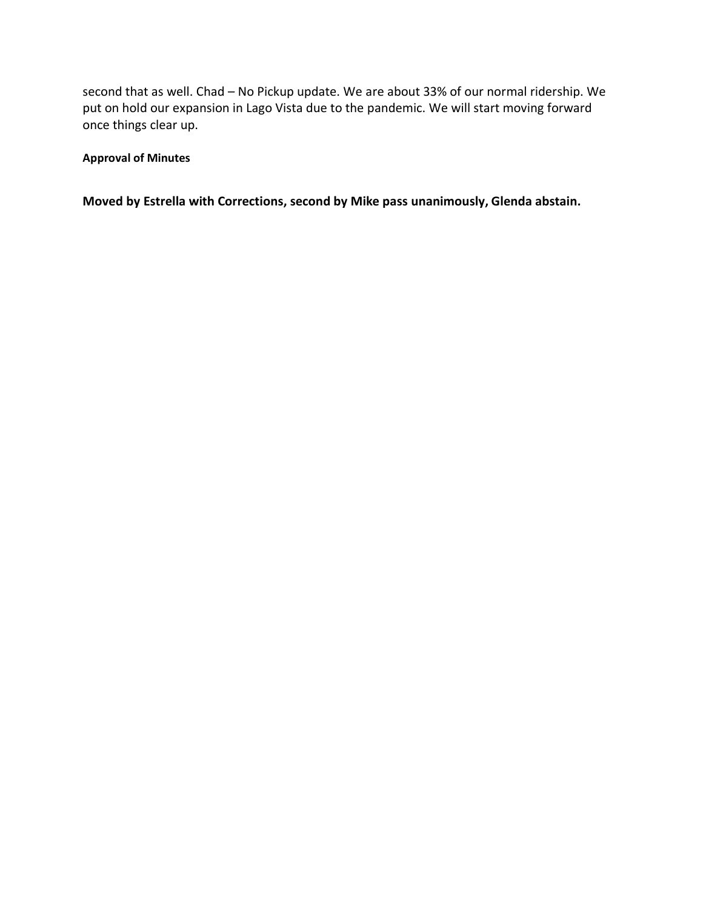second that as well. Chad – No Pickup update. We are about 33% of our normal ridership. We put on hold our expansion in Lago Vista due to the pandemic. We will start moving forward once things clear up.

**Approval of Minutes**

**Moved by Estrella with Corrections, second by Mike pass unanimously, Glenda abstain.**